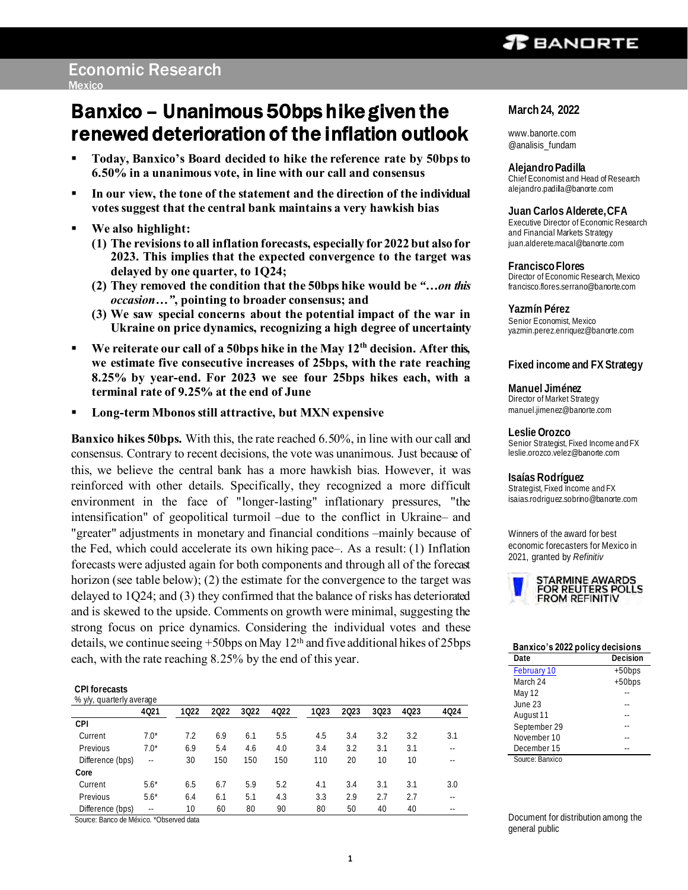Economic Research
Mexico

# Banxico – Unanimous 50bps hike given the renewed deterioration of the inflation outlook

- **Today, Banxico's Board decided to hike the reference rate by 50bps to 6.50% in a unanimous vote, in line with our call and consensus**
- **In our view, the tone of the statement and the direction of the individual votes suggest that the central bank maintains a very hawkish bias**
- **We also highlight:**
  - **(1) The revisions to all inflation forecasts, especially for 2022 but also for 2023. This implies that the expected convergence to the target was delayed by one quarter, to 1Q24;**
  - **(2) They removed the condition that the 50bps hike would be "*…on this occasion…*", pointing to broader consensus; and**
  - **(3) We saw special concerns about the potential impact of the war in Ukraine on price dynamics, recognizing a high degree of uncertainty**
- **We reiterate our call of a 50bps hike in the May 12th decision. After this, we estimate five consecutive increases of 25bps, with the rate reaching 8.25% by year-end. For 2023 we see four 25bps hikes each, with a terminal rate of 9.25% at the end of June**
- **Long-term Mbonos still attractive, but MXN expensive**

**Banxico hikes 50bps.** With this, the rate reached 6.50%, in line with our call and consensus. Contrary to recent decisions, the vote was unanimous. Just because of this, we believe the central bank has a more hawkish bias. However, it was reinforced with other details. Specifically, they recognized a more difficult environment in the face of "longer-lasting" inflationary pressures, "the intensification" of geopolitical turmoil –due to the conflict in Ukraine– and "greater" adjustments in monetary and financial conditions –mainly because of the Fed, which could accelerate its own hiking pace–. As a result: (1) Inflation forecasts were adjusted again for both components and through all of the forecast horizon (see table below); (2) the estimate for the convergence to the target was delayed to 1Q24; and (3) they confirmed that the balance of risks has deteriorated and is skewed to the upside. Comments on growth were minimal, suggesting the strong focus on price dynamics. Considering the individual votes and these details, we continue seeing +50bps on May 12th and five additional hikes of 25bps each, with the rate reaching 8.25% by the end of this year.

**CPI forecasts**
% y/y, quarterly average

| | 4Q21 | 1Q22 | 2Q22 | 3Q22 | 4Q22 | 1Q23 | 2Q23 | 3Q23 | 4Q23 | 4Q24 |
|---|---|---|---|---|---|---|---|---|---|---|
| **CPI** | | | | | | | | | | |
| Current | 7.0* | 7.2 | 6.9 | 6.1 | 5.5 | 4.5 | 3.4 | 3.2 | 3.2 | 3.1 |
| Previous | 7.0* | 6.9 | 5.4 | 4.6 | 4.0 | 3.4 | 3.2 | 3.1 | 3.1 | -- |
| Difference (bps) | -- | 30 | 150 | 150 | 150 | 110 | 20 | 10 | 10 | -- |
| **Core** | | | | | | | | | | |
| Current | 5.6* | 6.5 | 6.7 | 5.9 | 5.2 | 4.1 | 3.4 | 3.1 | 3.1 | 3.0 |
| Previous | 5.6* | 6.4 | 6.1 | 5.1 | 4.3 | 3.3 | 2.9 | 2.7 | 2.7 | -- |
| Difference (bps) | -- | 10 | 60 | 80 | 90 | 80 | 50 | 40 | 40 | -- |

Source: Banco de México. *Observed data

**March 24, 2022**

www.banorte.com
@analisis_fundam

**Alejandro Padilla**
Chief Economist and Head of Research
alejandro.padilla@banorte.com

**Juan Carlos Alderete, CFA**
Executive Director of Economic Research and Financial Markets Strategy
juan.alderete.macal@banorte.com

**Francisco Flores**
Director of Economic Research, Mexico
francisco.flores.serrano@banorte.com

**Yazmín Pérez**
Senior Economist, Mexico
yazmin.perez.enriquez@banorte.com

**Fixed income and FX Strategy**

**Manuel Jiménez**
Director of Market Strategy
manuel.jimenez@banorte.com

**Leslie Orozco**
Senior Strategist, Fixed Income and FX
leslie.orozco.velez@banorte.com

**Isaías Rodríguez**
Strategist, Fixed Income and FX
isaias.rodriguez.sobrino@banorte.com

Winners of the award for best economic forecasters for Mexico in 2021, granted by *Refinitiv*

STARMINE AWARDS FOR REUTERS POLLS FROM REFINITIV

**Banxico's 2022 policy decisions**

| Date | Decision |
|---|---|
| February 10 | +50bps |
| March 24 | +50bps |
| May 12 | -- |
| June 23 | -- |
| August 11 | -- |
| September 29 | -- |
| November 10 | -- |
| December 15 | -- |

Source: Banxico

Document for distribution among the general public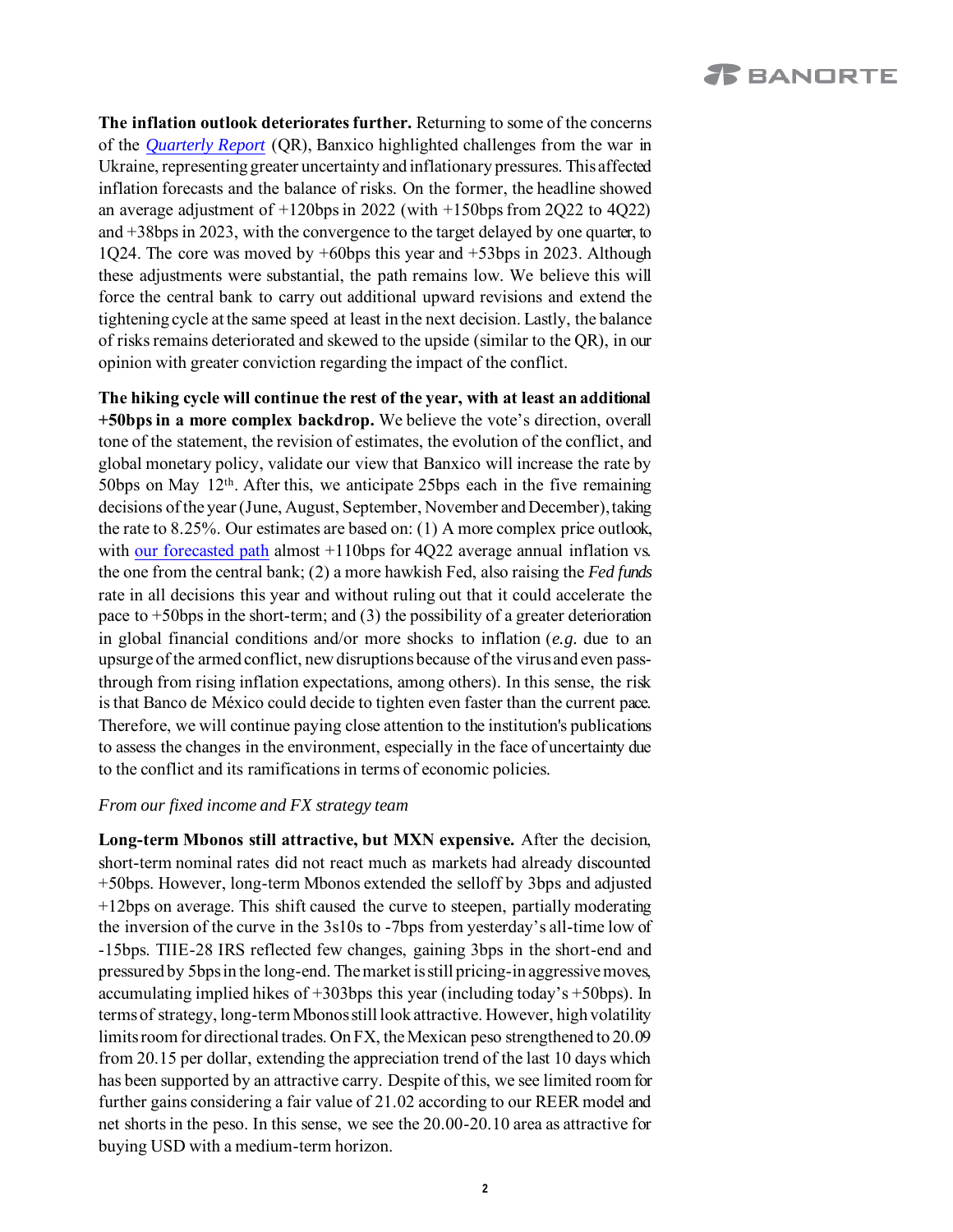**The inflation outlook deteriorates further.** Returning to some of the concerns of the *Quarterly Report* (QR), Banxico highlighted challenges from the war in Ukraine, representing greater uncertainty and inflationary pressures. This affected inflation forecasts and the balance of risks. On the former, the headline showed an average adjustment of +120bps in 2022 (with +150bps from 2Q22 to 4Q22) and +38bps in 2023, with the convergence to the target delayed by one quarter, to 1Q24. The core was moved by +60bps this year and +53bps in 2023. Although these adjustments were substantial, the path remains low. We believe this will force the central bank to carry out additional upward revisions and extend the tightening cycle at the same speed at least in the next decision. Lastly, the balance of risks remains deteriorated and skewed to the upside (similar to the QR), in our opinion with greater conviction regarding the impact of the conflict.

**The hiking cycle will continue the rest of the year, with at least an additional +50bps in a more complex backdrop.** We believe the vote's direction, overall tone of the statement, the revision of estimates, the evolution of the conflict, and global monetary policy, validate our view that Banxico will increase the rate by 50bps on May 12th. After this, we anticipate 25bps each in the five remaining decisions of the year (June, August, September, November and December), taking the rate to 8.25%. Our estimates are based on: (1) A more complex price outlook, with our forecasted path almost +110bps for 4Q22 average annual inflation vs. the one from the central bank; (2) a more hawkish Fed, also raising the *Fed funds* rate in all decisions this year and without ruling out that it could accelerate the pace to +50bps in the short-term; and (3) the possibility of a greater deterioration in global financial conditions and/or more shocks to inflation (*e.g.* due to an upsurge of the armed conflict, new disruptions because of the virus and even pass-through from rising inflation expectations, among others). In this sense, the risk is that Banco de México could decide to tighten even faster than the current pace. Therefore, we will continue paying close attention to the institution's publications to assess the changes in the environment, especially in the face of uncertainty due to the conflict and its ramifications in terms of economic policies.

*From our fixed income and FX strategy team*

**Long-term Mbonos still attractive, but MXN expensive.** After the decision, short-term nominal rates did not react much as markets had already discounted +50bps. However, long-term Mbonos extended the selloff by 3bps and adjusted +12bps on average. This shift caused the curve to steepen, partially moderating the inversion of the curve in the 3s10s to -7bps from yesterday's all-time low of -15bps. TIIE-28 IRS reflected few changes, gaining 3bps in the short-end and pressured by 5bps in the long-end. The market is still pricing-in aggressive moves, accumulating implied hikes of +303bps this year (including today's +50bps). In terms of strategy, long-term Mbonos still look attractive. However, high volatility limits room for directional trades. On FX, the Mexican peso strengthened to 20.09 from 20.15 per dollar, extending the appreciation trend of the last 10 days which has been supported by an attractive carry. Despite of this, we see limited room for further gains considering a fair value of 21.02 according to our REER model and net shorts in the peso. In this sense, we see the 20.00-20.10 area as attractive for buying USD with a medium-term horizon.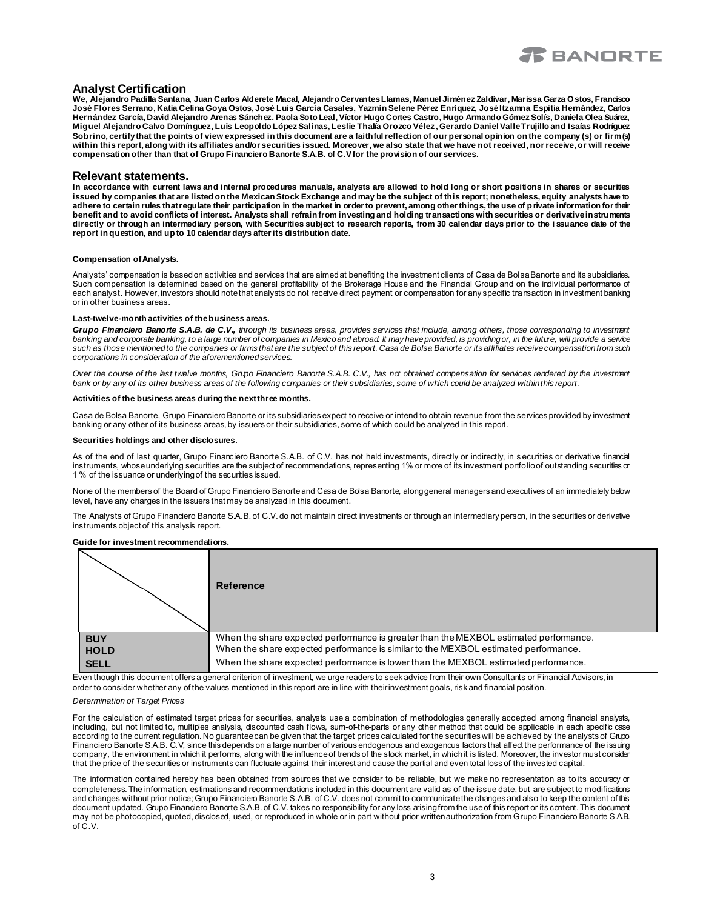## Analyst Certification

**We, Alejandro Padilla Santana, Juan Carlos Alderete Macal, Alejandro Cervantes Llamas, Manuel Jiménez Zaldívar, Marissa Garza Ostos, Francisco José Flores Serrano, Katia Celina Goya Ostos, José Luis García Casales, Yazmín Selene Pérez Enríquez, José Itzamna Espitia Hernández, Carlos Hernández García, David Alejandro Arenas Sánchez. Paola Soto Leal, Víctor Hugo Cortes Castro, Hugo Armando Gómez Solís, Daniela Olea Suárez, Miguel Alejandro Calvo Domínguez, Luis Leopoldo López Salinas, Leslie Thalía Orozco Vélez, Gerardo Daniel Valle Trujillo and Isaías Rodríguez Sobrino, certify that the points of view expressed in this document are a faithful reflection of our personal opinion on the company (s) or firm(s) within this report, along with its affiliates and/or securities issued. Moreover, we also state that we have not received, nor receive, or will receive compensation other than that of Grupo Financiero Banorte S.A.B. of C.V for the provision of our services.**

## Relevant statements.

**In accordance with current laws and internal procedures manuals, analysts are allowed to hold long or short positions in shares or securities issued by companies that are listed on the Mexican Stock Exchange and may be the subject of this report; nonetheless, equity analysts have to adhere to certain rules that regulate their participation in the market in order to prevent, among other things, the use of private information for their benefit and to avoid conflicts of interest. Analysts shall refrain from investing and holding transactions with securities or derivative instruments directly or through an intermediary person, with Securities subject to research reports, from 30 calendar days prior to the issuance date of the report in question, and up to 10 calendar days after its distribution date.**

### Compensation of Analysts.

Analysts' compensation is based on activities and services that are aimed at benefiting the investment clients of Casa de Bolsa Banorte and its subsidiaries. Such compensation is determined based on the general profitability of the Brokerage House and the Financial Group and on the individual performance of each analyst. However, investors should note that analysts do not receive direct payment or compensation for any specific transaction in investment banking or in other business areas.

### Last-twelve-month activities of the business areas.

***Grupo Financiero Banorte S.A.B. de C.V.,*** *through its business areas, provides services that include, among others, those corresponding to investment banking and corporate banking, to a large number of companies in Mexico and abroad. It may have provided, is providing or, in the future, will provide a service such as those mentioned to the companies or firms that are the subject of this report. Casa de Bolsa Banorte or its affiliates receive compensation from such corporations in consideration of the aforementioned services.*

*Over the course of the last twelve months, Grupo Financiero Banorte S.A.B. C.V., has not obtained compensation for services rendered by the investment bank or by any of its other business areas of the following companies or their subsidiaries, some of which could be analyzed within this report.*

### Activities of the business areas during the next three months.

Casa de Bolsa Banorte, Grupo Financiero Banorte or its subsidiaries expect to receive or intend to obtain revenue from the services provided by investment banking or any other of its business areas, by issuers or their subsidiaries, some of which could be analyzed in this report.

### Securities holdings and other disclosures.

As of the end of last quarter, Grupo Financiero Banorte S.A.B. of C.V. has not held investments, directly or indirectly, in securities or derivative financial instruments, whose underlying securities are the subject of recommendations, representing 1% or more of its investment portfolio of outstanding securities or 1 % of the issuance or underlying of the securities issued.

None of the members of the Board of Grupo Financiero Banorte and Casa de Bolsa Banorte, along general managers and executives of an immediately below level, have any charges in the issuers that may be analyzed in this document.

The Analysts of Grupo Financiero Banorte S.A.B. of C.V. do not maintain direct investments or through an intermediary person, in the securities or derivative instruments object of this analysis report.

### Guide for investment recommendations.

| | Reference |
|---|---|
| **BUY** | When the share expected performance is greater than the MEXBOL estimated performance. |
| **HOLD** | When the share expected performance is similar to the MEXBOL estimated performance. |
| **SELL** | When the share expected performance is lower than the MEXBOL estimated performance. |

Even though this document offers a general criterion of investment, we urge readers to seek advice from their own Consultants or Financial Advisors, in order to consider whether any of the values mentioned in this report are in line with their investment goals, risk and financial position.

*Determination of Target Prices*

For the calculation of estimated target prices for securities, analysts use a combination of methodologies generally accepted among financial analysts, including, but not limited to, multiples analysis, discounted cash flows, sum-of-the-parts or any other method that could be applicable in each specific case according to the current regulation. No guarantee can be given that the target prices calculated for the securities will be achieved by the analysts of Grupo Financiero Banorte S.A.B. C.V, since this depends on a large number of various endogenous and exogenous factors that affect the performance of the issuing company, the environment in which it performs, along with the influence of trends of the stock market, in which it is listed. Moreover, the investor must consider that the price of the securities or instruments can fluctuate against their interest and cause the partial and even total loss of the invested capital.

The information contained hereby has been obtained from sources that we consider to be reliable, but we make no representation as to its accuracy or completeness. The information, estimations and recommendations included in this document are valid as of the issue date, but are subject to modifications and changes without prior notice; Grupo Financiero Banorte S.A.B. of C.V. does not commit to communicate the changes and also to keep the content of this document updated. Grupo Financiero Banorte S.A.B. of C.V. takes no responsibility for any loss arising from the use of this report or its content. This document may not be photocopied, quoted, disclosed, used, or reproduced in whole or in part without prior written authorization from Grupo Financiero Banorte S.A.B. of C.V.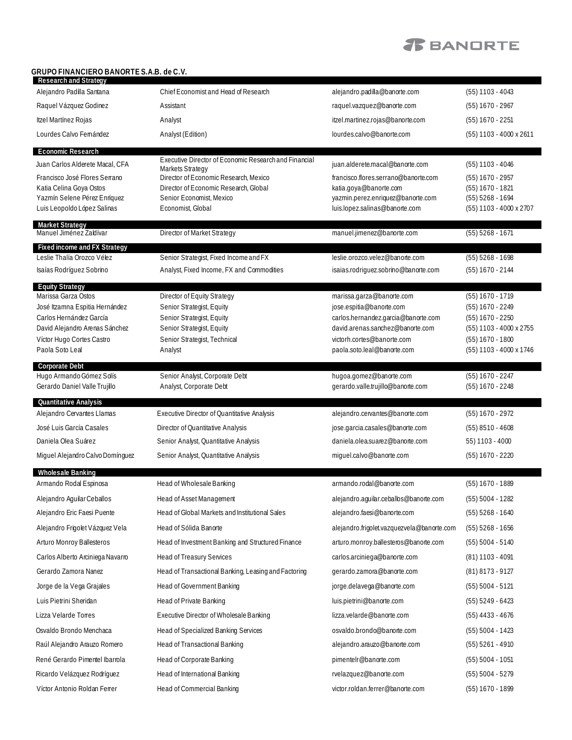## GRUPO FINANCIERO BANORTE S.A.B. de C.V.

| | | | |
|---|---|---|---|
| **Research and Strategy** | | | |
| Alejandro Padilla Santana | Chief Economist and Head of Research | alejandro.padilla@banorte.com | (55) 1103 - 4043 |
| Raquel Vázquez Godinez | Assistant | raquel.vazquez@banorte.com | (55) 1670 - 2967 |
| Itzel Martínez Rojas | Analyst | itzel.martinez.rojas@banorte.com | (55) 1670 - 2251 |
| Lourdes Calvo Fernández | Analyst (Edition) | lourdes.calvo@banorte.com | (55) 1103 - 4000 x 2611 |
| **Economic Research** | | | |
| Juan Carlos Alderete Macal, CFA | Executive Director of Economic Research and Financial Markets Strategy | juan.alderete.macal@banorte.com | (55) 1103 - 4046 |
| Francisco José Flores Serrano | Director of Economic Research, Mexico | francisco.flores.serrano@banorte.com | (55) 1670 - 2957 |
| Katia Celina Goya Ostos | Director of Economic Research, Global | katia.goya@banorte.com | (55) 1670 - 1821 |
| Yazmín Selene Pérez Enríquez | Senior Economist, Mexico | yazmin.perez.enriquez@banorte.com | (55) 5268 - 1694 |
| Luis Leopoldo López Salinas | Economist, Global | luis.lopez.salinas@banorte.com | (55) 1103 - 4000 x 2707 |
| **Market Strategy** | | | |
| Manuel Jiménez Zaldívar | Director of Market Strategy | manuel.jimenez@banorte.com | (55) 5268 - 1671 |
| **Fixed income and FX Strategy** | | | |
| Leslie Thalía Orozco Vélez | Senior Strategist, Fixed Income and FX | leslie.orozco.velez@banorte.com | (55) 5268 - 1698 |
| Isaías Rodríguez Sobrino | Analyst, Fixed Income, FX and Commodities | isaias.rodriguez.sobrino@banorte.com | (55) 1670 - 2144 |
| **Equity Strategy** | | | |
| Marissa Garza Ostos | Director of Equity Strategy | marissa.garza@banorte.com | (55) 1670 - 1719 |
| José Itzamna Espitia Hernández | Senior Strategist, Equity | jose.espitia@banorte.com | (55) 1670 - 2249 |
| Carlos Hernández García | Senior Strategist, Equity | carlos.hernandez.garcia@banorte.com | (55) 1670 - 2250 |
| David Alejandro Arenas Sánchez | Senior Strategist, Equity | david.arenas.sanchez@banorte.com | (55) 1103 - 4000 x 2755 |
| Víctor Hugo Cortes Castro | Senior Strategist, Technical | victorh.cortes@banorte.com | (55) 1670 - 1800 |
| Paola Soto Leal | Analyst | paola.soto.leal@banorte.com | (55) 1103 - 4000 x 1746 |
| **Corporate Debt** | | | |
| Hugo Armando Gómez Solís | Senior Analyst, Corporate Debt | hugoa.gomez@banorte.com | (55) 1670 - 2247 |
| Gerardo Daniel Valle Trujillo | Analyst, Corporate Debt | gerardo.valle.trujillo@banorte.com | (55) 1670 - 2248 |
| **Quantitative Analysis** | | | |
| Alejandro Cervantes Llamas | Executive Director of Quantitative Analysis | alejandro.cervantes@banorte.com | (55) 1670 - 2972 |
| José Luis García Casales | Director of Quantitative Analysis | jose.garcia.casales@banorte.com | (55) 8510 - 4608 |
| Daniela Olea Suárez | Senior Analyst, Quantitative Analysis | daniela.olea.suarez@banorte.com | 55) 1103 - 4000 |
| Miguel Alejandro Calvo Domínguez | Senior Analyst, Quantitative Analysis | miguel.calvo@banorte.com | (55) 1670 - 2220 |
| **Wholesale Banking** | | | |
| Armando Rodal Espinosa | Head of Wholesale Banking | armando.rodal@banorte.com | (55) 1670 - 1889 |
| Alejandro Aguilar Ceballos | Head of Asset Management | alejandro.aguilar.ceballos@banorte.com | (55) 5004 - 1282 |
| Alejandro Eric Faesi Puente | Head of Global Markets and Institutional Sales | alejandro.faesi@banorte.com | (55) 5268 - 1640 |
| Alejandro Frigolet Vázquez Vela | Head of Sólida Banorte | alejandro.frigolet.vazquezvela@banorte.com | (55) 5268 - 1656 |
| Arturo Monroy Ballesteros | Head of Investment Banking and Structured Finance | arturo.monroy.ballesteros@banorte.com | (55) 5004 - 5140 |
| Carlos Alberto Arciniega Navarro | Head of Treasury Services | carlos.arciniega@banorte.com | (81) 1103 - 4091 |
| Gerardo Zamora Nanez | Head of Transactional Banking, Leasing and Factoring | gerardo.zamora@banorte.com | (81) 8173 - 9127 |
| Jorge de la Vega Grajales | Head of Government Banking | jorge.delavega@banorte.com | (55) 5004 - 5121 |
| Luis Pietrini Sheridan | Head of Private Banking | luis.pietrini@banorte.com | (55) 5249 - 6423 |
| Lizza Velarde Torres | Executive Director of Wholesale Banking | lizza.velarde@banorte.com | (55) 4433 - 4676 |
| Osvaldo Brondo Menchaca | Head of Specialized Banking Services | osvaldo.brondo@banorte.com | (55) 5004 - 1423 |
| Raúl Alejandro Arauzo Romero | Head of Transactional Banking | alejandro.arauzo@banorte.com | (55) 5261 - 4910 |
| René Gerardo Pimentel Ibarrola | Head of Corporate Banking | pimentelr@banorte.com | (55) 5004 - 1051 |
| Ricardo Velázquez Rodríguez | Head of International Banking | rvelazquez@banorte.com | (55) 5004 - 5279 |
| Víctor Antonio Roldan Ferrer | Head of Commercial Banking | victor.roldan.ferrer@banorte.com | (55) 1670 - 1899 |